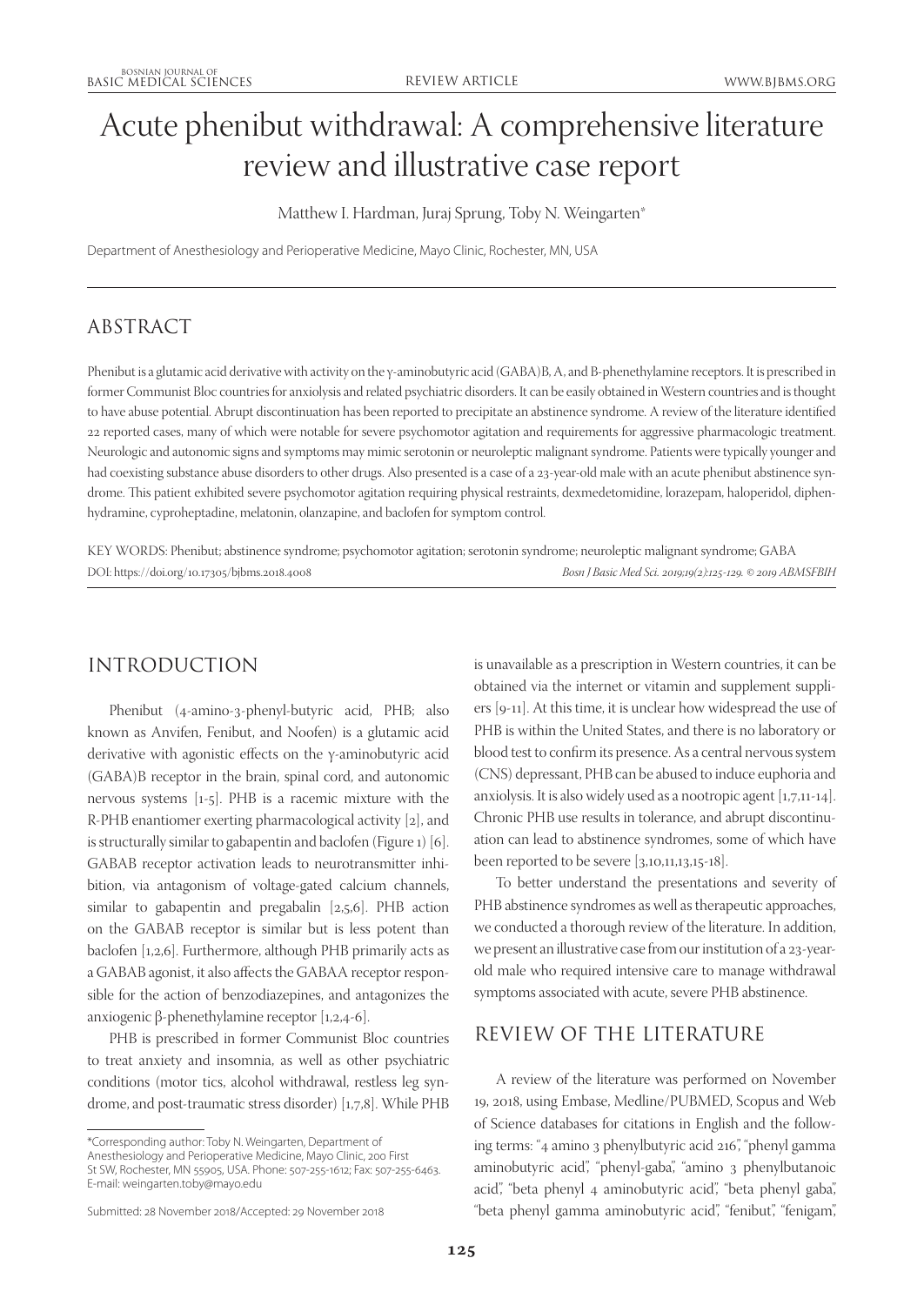# Acute phenibut withdrawal: A comprehensive literature review and illustrative case report

Matthew I. Hardman, Juraj Sprung, Toby N. Weingarten*

Department of Anesthesiology and Perioperative Medicine, Mayo Clinic, Rochester, MN, USA

## ABSTRACT

Phenibut is a glutamic acid derivative with activity on the γ-aminobutyric acid (GABA)B, A, and B-phenethylamine receptors. It is prescribed in former Communist Bloc countries for anxiolysis and related psychiatric disorders. It can be easily obtained in Western countries and is thought to have abuse potential. Abrupt discontinuation has been reported to precipitate an abstinence syndrome. A review of the literature identified 22 reported cases, many of which were notable for severe psychomotor agitation and requirements for aggressive pharmacologic treatment. Neurologic and autonomic signs and symptoms may mimic serotonin or neuroleptic malignant syndrome. Patients were typically younger and had coexisting substance abuse disorders to other drugs. Also presented is a case of a 23-year-old male with an acute phenibut abstinence syndrome. This patient exhibited severe psychomotor agitation requiring physical restraints, dexmedetomidine, lorazepam, haloperidol, diphenhydramine, cyproheptadine, melatonin, olanzapine, and baclofen for symptom control.

KEY WORDS: Phenibut; abstinence syndrome; psychomotor agitation; serotonin syndrome; neuroleptic malignant syndrome; GABA

DOI: https://doi.org/10.17305/bjbms.2018.4008

*Bosn J Basic Med Sci. 2019;19(2):125-129. © 2019 ABMSFBIH*

## INTRODUCTION

Phenibut (4-amino-3-phenyl-butyric acid, PHB; also known as Anvifen, Fenibut, and Noofen) is a glutamic acid derivative with agonistic effects on the γ-aminobutyric acid (GABA)B receptor in the brain, spinal cord, and autonomic nervous systems [1-5]. PHB is a racemic mixture with the R-PHB enantiomer exerting pharmacological activity [2], and is structurally similar to gabapentin and baclofen (Figure 1) [6]. GABAB receptor activation leads to neurotransmitter inhibition, via antagonism of voltage-gated calcium channels, similar to gabapentin and pregabalin [2,5,6]. PHB action on the GABAB receptor is similar but is less potent than baclofen [1,2,6]. Furthermore, although PHB primarily acts as a GABAB agonist, it also affects the GABAA receptor responsible for the action of benzodiazepines, and antagonizes the anxiogenic β-phenethylamine receptor [1,2,4-6].

PHB is prescribed in former Communist Bloc countries to treat anxiety and insomnia, as well as other psychiatric conditions (motor tics, alcohol withdrawal, restless leg syndrome, and post-traumatic stress disorder) [1,7,8]. While PHB is unavailable as a prescription in Western countries, it can be obtained via the internet or vitamin and supplement suppliers [9-11]. At this time, it is unclear how widespread the use of PHB is within the United States, and there is no laboratory or blood test to confirm its presence. As a central nervous system (CNS) depressant, PHB can be abused to induce euphoria and anxiolysis. It is also widely used as a nootropic agent [1,7,11-14]. Chronic PHB use results in tolerance, and abrupt discontinuation can lead to abstinence syndromes, some of which have been reported to be severe [3,10,11,13,15-18].

To better understand the presentations and severity of PHB abstinence syndromes as well as therapeutic approaches, we conducted a thorough review of the literature. In addition, we present an illustrative case from our institution of a 23-year-old male who required intensive care to manage withdrawal symptoms associated with acute, severe PHB abstinence.

## REVIEW OF THE LITERATURE

A review of the literature was performed on November 19, 2018, using Embase, Medline/PUBMED, Scopus and Web of Science databases for citations in English and the following terms: "4 amino 3 phenylbutyric acid 216", "phenyl gamma aminobutyric acid", "phenyl-gaba", "amino 3 phenylbutanoic acid", "beta phenyl 4 aminobutyric acid", "beta phenyl gaba", "beta phenyl gamma aminobutyric acid", "fenibut", "fenigam",

*Corresponding author: Toby N. Weingarten, Department of Anesthesiology and Perioperative Medicine, Mayo Clinic, 200 First St SW, Rochester, MN 55905, USA. Phone: 507-255-1612; Fax: 507-255-6463. E-mail: weingarten.toby@mayo.edu

Submitted: 28 November 2018/Accepted: 29 November 2018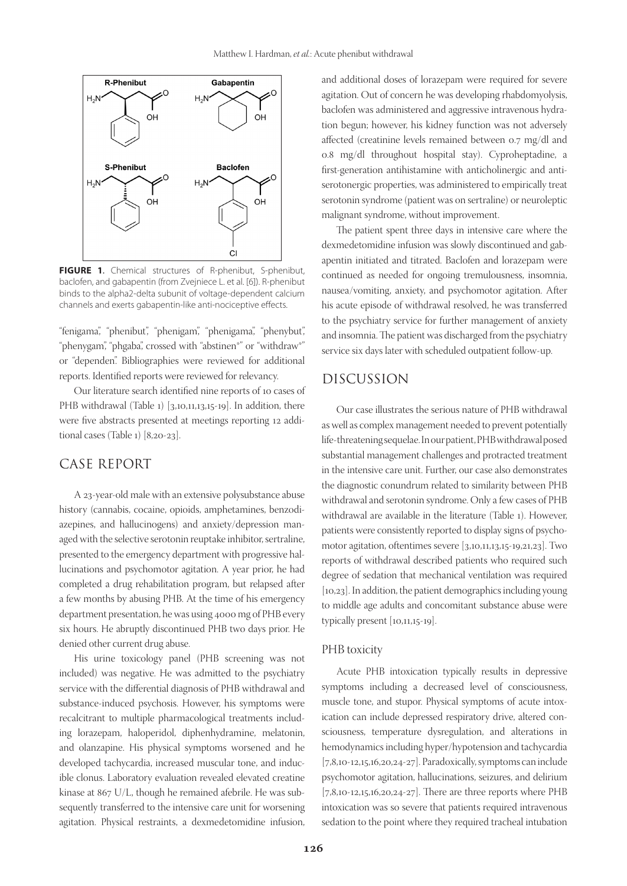**FIGURE 1.** Chemical structures of R-phenibut, S-phenibut, baclofen, and gabapentin (from Zvejniece L. et al. [6]). R-phenibut binds to the alpha2-delta subunit of voltage-dependent calcium channels and exerts gabapentin-like anti-nociceptive effects.

"fenigama", "phenibut", "phenigam", "phenigama", "phenybut", "phenygam", "phgaba", crossed with "abstinen*" or "withdraw*" or "dependen". Bibliographies were reviewed for additional reports. Identified reports were reviewed for relevancy.

Our literature search identified nine reports of 10 cases of PHB withdrawal (Table 1) [3,10,11,13,15-19]. In addition, there were five abstracts presented at meetings reporting 12 additional cases (Table 1) [8,20-23].

## CASE REPORT

A 23-year-old male with an extensive polysubstance abuse history (cannabis, cocaine, opioids, amphetamines, benzodiazepines, and hallucinogens) and anxiety/depression managed with the selective serotonin reuptake inhibitor, sertraline, presented to the emergency department with progressive hallucinations and psychomotor agitation. A year prior, he had completed a drug rehabilitation program, but relapsed after a few months by abusing PHB. At the time of his emergency department presentation, he was using 4000 mg of PHB every six hours. He abruptly discontinued PHB two days prior. He denied other current drug abuse.

His urine toxicology panel (PHB screening was not included) was negative. He was admitted to the psychiatry service with the differential diagnosis of PHB withdrawal and substance-induced psychosis. However, his symptoms were recalcitrant to multiple pharmacological treatments including lorazepam, haloperidol, diphenhydramine, melatonin, and olanzapine. His physical symptoms worsened and he developed tachycardia, increased muscular tone, and inducible clonus. Laboratory evaluation revealed elevated creatine kinase at 867 U/L, though he remained afebrile. He was subsequently transferred to the intensive care unit for worsening agitation. Physical restraints, a dexmedetomidine infusion, and additional doses of lorazepam were required for severe agitation. Out of concern he was developing rhabdomyolysis, baclofen was administered and aggressive intravenous hydration begun; however, his kidney function was not adversely affected (creatinine levels remained between 0.7 mg/dl and 0.8 mg/dl throughout hospital stay). Cyproheptadine, a first-generation antihistamine with anticholinergic and antiserotonergic properties, was administered to empirically treat serotonin syndrome (patient was on sertraline) or neuroleptic malignant syndrome, without improvement.

The patient spent three days in intensive care where the dexmedetomidine infusion was slowly discontinued and gabapentin initiated and titrated. Baclofen and lorazepam were continued as needed for ongoing tremulousness, insomnia, nausea/vomiting, anxiety, and psychomotor agitation. After his acute episode of withdrawal resolved, he was transferred to the psychiatry service for further management of anxiety and insomnia. The patient was discharged from the psychiatry service six days later with scheduled outpatient follow-up.

## DISCUSSION

Our case illustrates the serious nature of PHB withdrawal as well as complex management needed to prevent potentially life-threatening sequelae. In our patient, PHB withdrawal posed substantial management challenges and protracted treatment in the intensive care unit. Further, our case also demonstrates the diagnostic conundrum related to similarity between PHB withdrawal and serotonin syndrome. Only a few cases of PHB withdrawal are available in the literature (Table 1). However, patients were consistently reported to display signs of psychomotor agitation, oftentimes severe [3,10,11,13,15-19,21,23]. Two reports of withdrawal described patients who required such degree of sedation that mechanical ventilation was required [10,23]. In addition, the patient demographics including young to middle age adults and concomitant substance abuse were typically present [10,11,15-19].

### PHB toxicity

Acute PHB intoxication typically results in depressive symptoms including a decreased level of consciousness, muscle tone, and stupor. Physical symptoms of acute intoxication can include depressed respiratory drive, altered consciousness, temperature dysregulation, and alterations in hemodynamics including hyper/hypotension and tachycardia [7,8,10-12,15,16,20,24-27]. Paradoxically, symptoms can include psychomotor agitation, hallucinations, seizures, and delirium [7,8,10-12,15,16,20,24-27]. There are three reports where PHB intoxication was so severe that patients required intravenous sedation to the point where they required tracheal intubation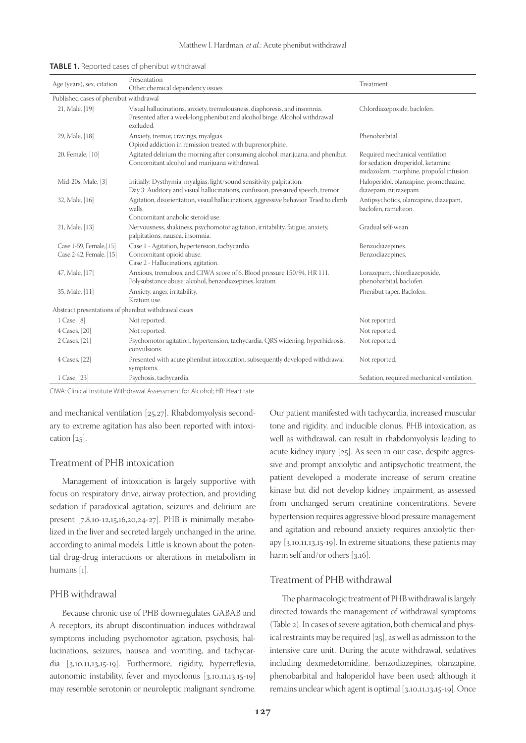**TABLE 1.** Reported cases of phenibut withdrawal

| Age (years), sex, citation | Presentation<br>Other chemical dependency issues | Treatment |
|---|---|---|
| Published cases of phenibut withdrawal | | |
| 21, Male, [19] | Visual hallucinations, anxiety, tremulousness, diaphoresis, and insomnia.<br>Presented after a week-long phenibut and alcohol binge. Alcohol withdrawal excluded. | Chlordiazepoxide, baclofen. |
| 29, Male, [18] | Anxiety, tremor, cravings, myalgias.<br>Opioid addiction in remission treated with buprenorphine. | Phenobarbital. |
| 20, Female, [10] | Agitated delirium the morning after consuming alcohol, marijuana, and phenibut.<br>Concomitant alcohol and marijuana withdrawal. | Required mechanical ventilation for sedation: droperidol, ketamine, midazolam, morphine, propofol infusion. |
| Mid-20s, Male, [3] | Initially: Dysthymia, myalgias, light/sound sensitivity, palpitation.<br>Day 3: Auditory and visual hallucinations, confusion, pressured speech, tremor. | Haloperidol, olanzapine, promethazine, diazepam, nitrazepam. |
| 32, Male, [16] | Agitation, disorientation, visual hallucinations, aggressive behavior. Tried to climb walls.<br>Concomitant anabolic steroid use. | Antipsychotics, olanzapine, diazepam, baclofen, ramelteon. |
| 21, Male, [13] | Nervousness, shakiness, psychomotor agitation, irritability, fatigue, anxiety, palpitations, nausea, insomnia. | Gradual self-wean. |
| Case 1-59, Female, [15]<br>Case 2-42, Female, [15] | Case 1 - Agitation, hypertension, tachycardia.<br>Concomitant opioid abuse.<br>Case 2 - Hallucinations, agitation. | Benzodiazepines.<br>Benzodiazepines. |
| 47, Male, [17] | Anxious, tremulous, and CIWA score of 6. Blood pressure 150/94, HR 111.<br>Polysubstance abuse: alcohol, benzodiazepines, kratom. | Lorazepam, chlordiazepoxide, phenobarbital, baclofen. |
| 35, Male, [11] | Anxiety, anger, irritability.<br>Kratom use. | Phenibut taper. Baclofen. |
| Abstract presentations of phenibut withdrawal cases | | |
| 1 Case, [8] | Not reported. | Not reported. |
| 4 Cases, [20] | Not reported. | Not reported. |
| 2 Cases, [21] | Psychomotor agitation, hypertension, tachycardia, QRS widening, hyperhidrosis, convulsions. | Not reported. |
| 4 Cases, [22] | Presented with acute phenibut intoxication, subsequently developed withdrawal symptoms. | Not reported. |
| 1 Case, [23] | Psychosis, tachycardia. | Sedation, required mechanical ventilation. |

CIWA: Clinical Institute Withdrawal Assessment for Alcohol; HR: Heart rate

and mechanical ventilation [25,27]. Rhabdomyolysis secondary to extreme agitation has also been reported with intoxication [25].

## Treatment of PHB intoxication

Management of intoxication is largely supportive with focus on respiratory drive, airway protection, and providing sedation if paradoxical agitation, seizures and delirium are present [7,8,10-12,15,16,20,24-27]. PHB is minimally metabolized in the liver and secreted largely unchanged in the urine, according to animal models. Little is known about the potential drug-drug interactions or alterations in metabolism in humans [1].

## PHB withdrawal

Because chronic use of PHB downregulates GABAB and A receptors, its abrupt discontinuation induces withdrawal symptoms including psychomotor agitation, psychosis, hallucinations, seizures, nausea and vomiting, and tachycardia [3,10,11,13,15-19]. Furthermore, rigidity, hyperreflexia, autonomic instability, fever and myoclonus [3,10,11,13,15-19] may resemble serotonin or neuroleptic malignant syndrome. Our patient manifested with tachycardia, increased muscular tone and rigidity, and inducible clonus. PHB intoxication, as well as withdrawal, can result in rhabdomyolysis leading to acute kidney injury [25]. As seen in our case, despite aggressive and prompt anxiolytic and antipsychotic treatment, the patient developed a moderate increase of serum creatine kinase but did not develop kidney impairment, as assessed from unchanged serum creatinine concentrations. Severe hypertension requires aggressive blood pressure management and agitation and rebound anxiety requires anxiolytic therapy [3,10,11,13,15-19]. In extreme situations, these patients may harm self and/or others [3,16].

## Treatment of PHB withdrawal

The pharmacologic treatment of PHB withdrawal is largely directed towards the management of withdrawal symptoms (Table 2). In cases of severe agitation, both chemical and physical restraints may be required [25], as well as admission to the intensive care unit. During the acute withdrawal, sedatives including dexmedetomidine, benzodiazepines, olanzapine, phenobarbital and haloperidol have been used; although it remains unclear which agent is optimal [3,10,11,13,15-19]. Once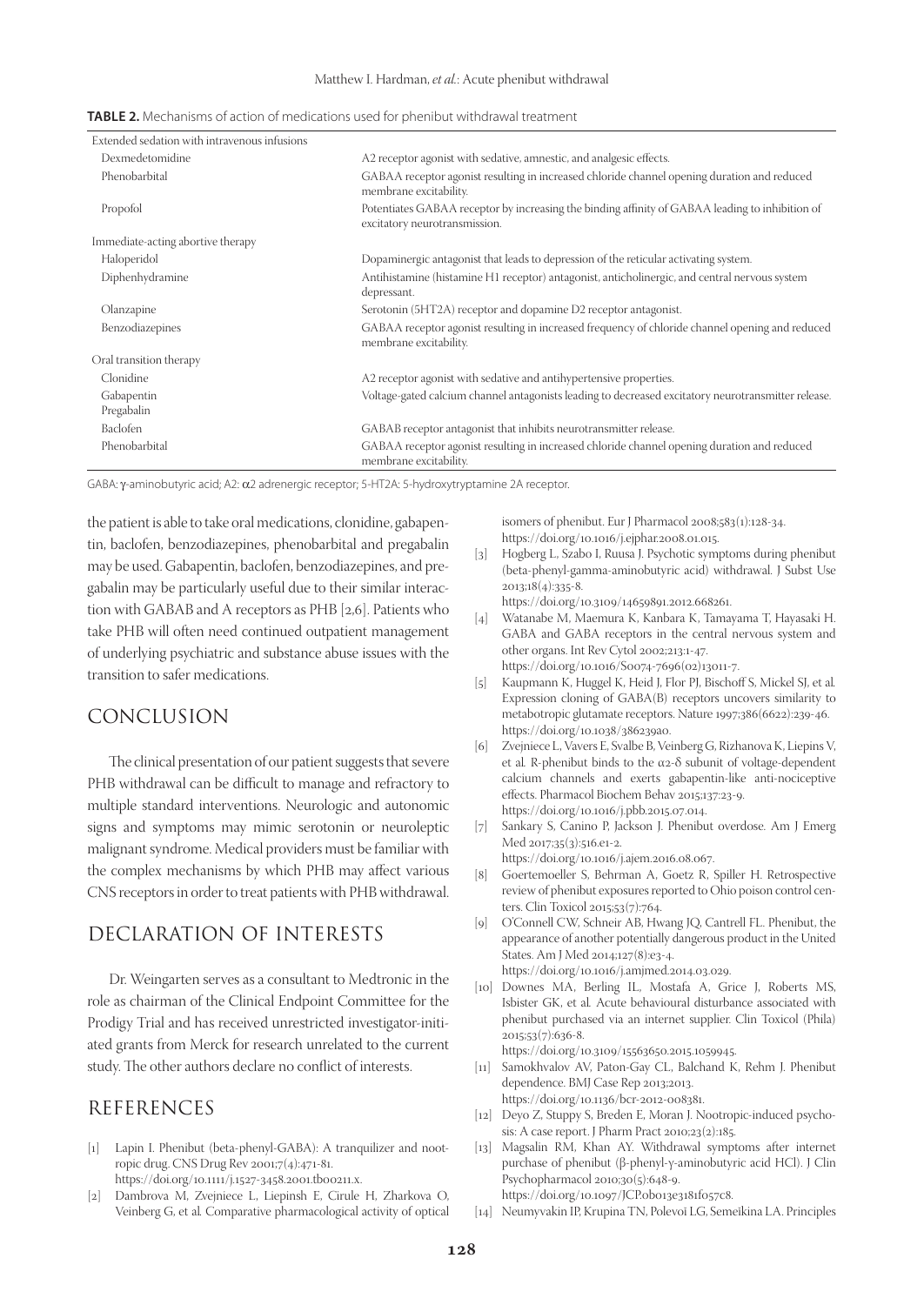**TABLE 2.** Mechanisms of action of medications used for phenibut withdrawal treatment

| | |
|---|---|
| Extended sedation with intravenous infusions | |
| Dexmedetomidine | A2 receptor agonist with sedative, amnestic, and analgesic effects. |
| Phenobarbital | GABAA receptor agonist resulting in increased chloride channel opening duration and reduced membrane excitability. |
| Propofol | Potentiates GABAA receptor by increasing the binding affinity of GABA leading to inhibition of excitatory neurotransmission. |
| Immediate-acting abortive therapy | |
| Haloperidol | Dopaminergic antagonist that leads to depression of the reticular activating system. |
| Diphenhydramine | Antihistamine (histamine H1 receptor) antagonist, anticholinergic, and central nervous system depressant. |
| Olanzapine | Serotonin (5HT2A) receptor and dopamine D2 receptor antagonist. |
| Benzodiazepines | GABAA receptor agonist resulting in increased frequency of chloride channel opening and reduced membrane excitability. |
| Oral transition therapy | |
| Clonidine | A2 receptor agonist with sedative and antihypertensive properties. |
| Gabapentin<br>Pregabalin | Voltage-gated calcium channel antagonists leading to decreased excitatory neurotransmitter release. |
| Baclofen | GABAB receptor antagonist that inhibits neurotransmitter release. |
| Phenobarbital | GABAA receptor agonist resulting in increased chloride channel opening duration and reduced membrane excitability. |

GABA: γ-aminobutyric acid; A2: α2 adrenergic receptor; 5-HT2A: 5-hydroxytryptamine 2A receptor.

the patient is able to take oral medications, clonidine, gabapentin, baclofen, benzodiazepines, phenobarbital and pregabalin may be used. Gabapentin, baclofen, benzodiazepines, and pregabalin may be particularly useful due to their similar interaction with GABAB and A receptors as PHB [2,6]. Patients who take PHB will often need continued outpatient management of underlying psychiatric and substance abuse issues with the transition to safer medications.

## CONCLUSION

The clinical presentation of our patient suggests that severe PHB withdrawal can be difficult to manage and refractory to multiple standard interventions. Neurologic and autonomic signs and symptoms may mimic serotonin or neuroleptic malignant syndrome. Medical providers must be familiar with the complex mechanisms by which PHB may affect various CNS receptors in order to treat patients with PHB withdrawal.

## DECLARATION OF INTERESTS

Dr. Weingarten serves as a consultant to Medtronic in the role as chairman of the Clinical Endpoint Committee for the Prodigy Trial and has received unrestricted investigator-initiated grants from Merck for research unrelated to the current study. The other authors declare no conflict of interest.

## REFERENCES

[1] Lapin I. Phenibut (beta-phenyl-GABA): A tranquilizer and nootropic drug. CNS Drug Rev 2001;7(4):471-81. https://doi.org/10.1111/j.1527-3458.2001.tb00211.x.

[2] Dambrova M, Zvejniece L, Liepinsh E, Cirule H, Zharkova O, Veinberg G, et al. Comparative pharmacological activity of optical isomers of phenibut. Eur J Pharmacol 2008;583(1):128-34. https://doi.org/10.1016/j.ejphar.2008.01.015.

[3] Hogberg L, Szabo I, Ruusa J. Psychotic symptoms during phenibut (beta-phenyl-gamma-aminobutyric acid) withdrawal. J Subst Use 2013;18(4):335-8. https://doi.org/10.3109/14659891.2012.668261.

[4] Watanabe M, Maemura K, Kanbara K, Tamayama T, Hayasaki H. GABA and GABA receptors in the central nervous system and other organs. Int Rev Cytol 2002;213:1-47. https://doi.org/10.1016/S0074-7696(02)13011-7.

[5] Kaupmann K, Huggel K, Heid J, Flor PJ, Bischoff S, Mickel SJ, et al. Expression cloning of GABA(B) receptors uncovers similarity to metabotropic glutamate receptors. Nature 1997;386(6622):239-46. https://doi.org/10.1038/386239a0.

[6] Zvejniece L, Vavers E, Svalbe B, Veinberg G, Rizhanova K, Liepins V, et al. R-phenibut binds to the α2-δ subunit of voltage-dependent calcium channels and exerts gabapentin-like anti-nociceptive effects. Pharmacol Biochem Behav 2015;137:23-9. https://doi.org/10.1016/j.pbb.2015.07.014.

[7] Sankary S, Canino P, Jackson J. Phenibut overdose. Am J Emerg Med 2017;35(3):516.e1-2. https://doi.org/10.1016/j.ajem.2016.08.067.

[8] Goertemoeller S, Behrman A, Goetz R, Spiller H. Retrospective review of phenibut exposures reported to Ohio poison control centers. Clin Toxicol 2015;53(7):764.

[9] O'Connell CW, Schneir AB, Hwang JQ, Cantrell FL. Phenibut, the appearance of another potentially dangerous product in the United States. Am J Med 2014;127(8):e3-4. https://doi.org/10.1016/j.amjmed.2014.03.029.

[10] Downes MA, Berling IL, Mostafa A, Grice J, Roberts MS, Isbister GK, et al. Acute behavioural disturbance associated with phenibut purchased via an internet supplier. Clin Toxicol (Phila) 2015;53(7):636-8. https://doi.org/10.3109/15563650.2015.1059945.

[11] Samokhvalov AV, Paton-Gay CL, Balchand K, Rehm J. Phenibut dependence. BMJ Case Rep 2013;2013. https://doi.org/10.1136/bcr-2012-008381.

[12] Deyo Z, Stuppy S, Breden E, Moran J. Nootropic-induced psychosis: A case report. J Pharm Pract 2010;23(2):185.

[13] Magsalin RM, Khan AY. Withdrawal symptoms after internet purchase of phenibut (β-phenyl-γ-aminobutyric acid HCl). J Clin Psychopharmacol 2010;30(5):648-9. https://doi.org/10.1097/JCP.0b013e3181f057c8.

[14] Neumyvakin IP, Krupina TN, Polevoi LG, Semeikina LA. Principles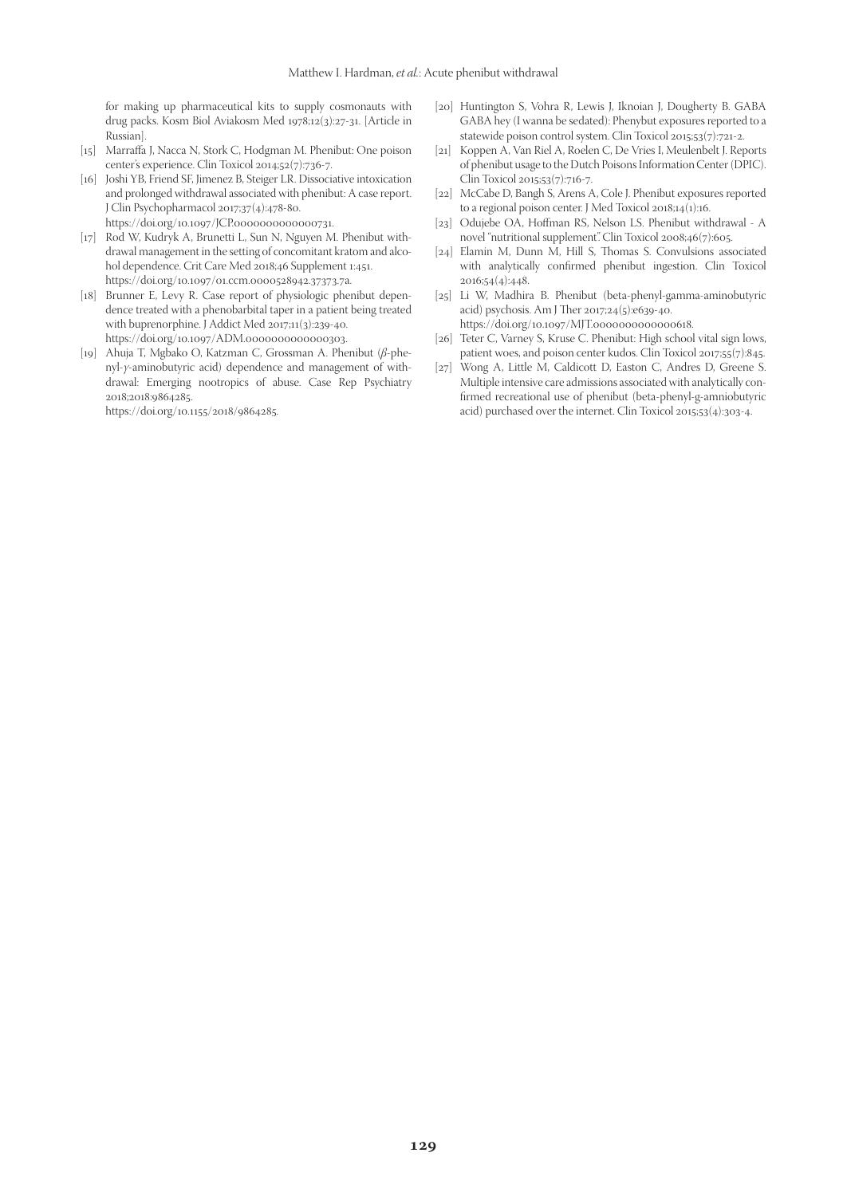for making up pharmaceutical kits to supply cosmonauts with drug packs. Kosm Biol Aviakosm Med 1978;12(3):27-31. [Article in Russian].

[15] Marraffa J, Nacca N, Stork C, Hodgman M. Phenibut: One poison center's experience. Clin Toxicol 2014;52(7):736-7.

[16] Joshi YB, Friend SF, Jimenez B, Steiger LR. Dissociative intoxication and prolonged withdrawal associated with phenibut: A case report. J Clin Psychopharmacol 2017;37(4):478-80. https://doi.org/10.1097/JCP.0000000000000731.

[17] Rod W, Kudryk A, Brunetti L, Sun N, Nguyen M. Phenibut withdrawal management in the setting of concomitant kratom and alcohol dependence. Crit Care Med 2018;46 Supplement 1:451. https://doi.org/10.1097/01.ccm.0000528942.37373.7a.

[18] Brunner E, Levy R. Case report of physiologic phenibut dependence treated with a phenobarbital taper in a patient being treated with buprenorphine. J Addict Med 2017;11(3):239-40. https://doi.org/10.1097/ADM.0000000000000303.

[19] Ahuja T, Mgbako O, Katzman C, Grossman A. Phenibut (*β*-phenyl-*γ*-aminobutyric acid) dependence and management of withdrawal: Emerging nootropics of abuse. Case Rep Psychiatry 2018;2018:9864285. https://doi.org/10.1155/2018/9864285.

[20] Huntington S, Vohra R, Lewis J, Iknoian J, Dougherty B. GABA GABA hey (I wanna be sedated): Phenybut exposures reported to a statewide poison control system. Clin Toxicol 2015;53(7):721-2.

[21] Koppen A, Van Riel A, Roelen C, De Vries I, Meulenbelt J. Reports of phenibut usage to the Dutch Poisons Information Center (DPIC). Clin Toxicol 2015;53(7):716-7.

[22] McCabe D, Bangh S, Arens A, Cole J. Phenibut exposures reported to a regional poison center. J Med Toxicol 2018;14(1):16.

[23] Odujebe OA, Hoffman RS, Nelson LS. Phenibut withdrawal - A novel "nutritional supplement". Clin Toxicol 2008;46(7):605.

[24] Elamin M, Dunn M, Hill S, Thomas S. Convulsions associated with analytically confirmed phenibut ingestion. Clin Toxicol 2016;54(4):448.

[25] Li W, Madhira B. Phenibut (beta-phenyl-gamma-aminobutyric acid) psychosis. Am J Ther 2017;24(5):e639-40. https://doi.org/10.1097/MJT.0000000000000618.

[26] Teter C, Varney S, Kruse C. Phenibut: High school vital sign lows, patient woes, and poison center kudos. Clin Toxicol 2017;55(7):845.

[27] Wong A, Little M, Caldicott D, Easton C, Andres D, Greene S. Multiple intensive care admissions associated with analytically confirmed recreational use of phenibut (beta-phenyl-g-amniobutyric acid) purchased over the internet. Clin Toxicol 2015;53(4):303-4.